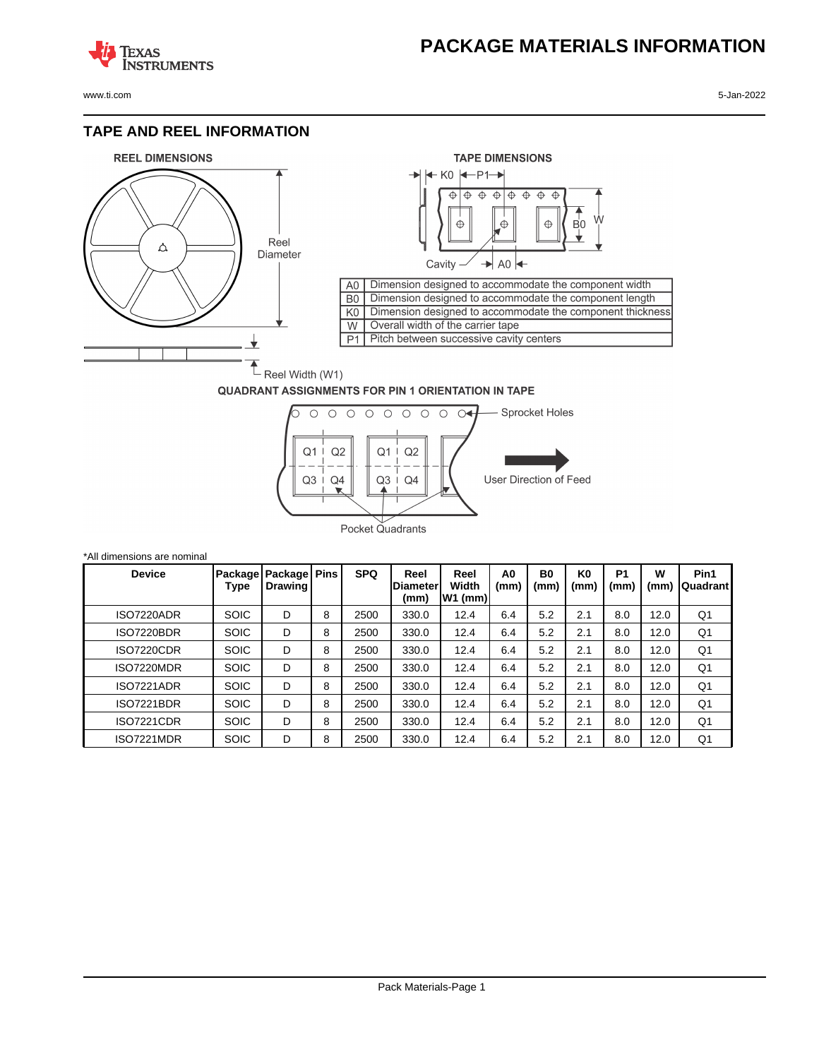# PACKAGE MATERIALS INFORMATION

## TAPE AND REEL INFORMATION

REEL DIMENSIONS

Reel Diameter

Reel Width (W1)

TAPE DIMENSIONS

| | |
|---|---|
| A0 | Dimension designed to accommodate the component width |
| B0 | Dimension designed to accommodate the component length |
| K0 | Dimension designed to accommodate the component thickness |
| W | Overall width of the carrier tape |
| P1 | Pitch between successive cavity centers |

QUADRANT ASSIGNMENTS FOR PIN 1 ORIENTATION IN TAPE

Sprocket Holes

User Direction of Feed

Pocket Quadrants

*All dimensions are nominal

| Device | Package Type | Package Drawing | Pins | SPQ | Reel Diameter (mm) | Reel Width W1 (mm) | A0 (mm) | B0 (mm) | K0 (mm) | P1 (mm) | W (mm) | Pin1 Quadrant |
|---|---|---|---|---|---|---|---|---|---|---|---|---|
| ISO7220ADR | SOIC | D | 8 | 2500 | 330.0 | 12.4 | 6.4 | 5.2 | 2.1 | 8.0 | 12.0 | Q1 |
| ISO7220BDR | SOIC | D | 8 | 2500 | 330.0 | 12.4 | 6.4 | 5.2 | 2.1 | 8.0 | 12.0 | Q1 |
| ISO7220CDR | SOIC | D | 8 | 2500 | 330.0 | 12.4 | 6.4 | 5.2 | 2.1 | 8.0 | 12.0 | Q1 |
| ISO7220MDR | SOIC | D | 8 | 2500 | 330.0 | 12.4 | 6.4 | 5.2 | 2.1 | 8.0 | 12.0 | Q1 |
| ISO7221ADR | SOIC | D | 8 | 2500 | 330.0 | 12.4 | 6.4 | 5.2 | 2.1 | 8.0 | 12.0 | Q1 |
| ISO7221BDR | SOIC | D | 8 | 2500 | 330.0 | 12.4 | 6.4 | 5.2 | 2.1 | 8.0 | 12.0 | Q1 |
| ISO7221CDR | SOIC | D | 8 | 2500 | 330.0 | 12.4 | 6.4 | 5.2 | 2.1 | 8.0 | 12.0 | Q1 |
| ISO7221MDR | SOIC | D | 8 | 2500 | 330.0 | 12.4 | 6.4 | 5.2 | 2.1 | 8.0 | 12.0 | Q1 |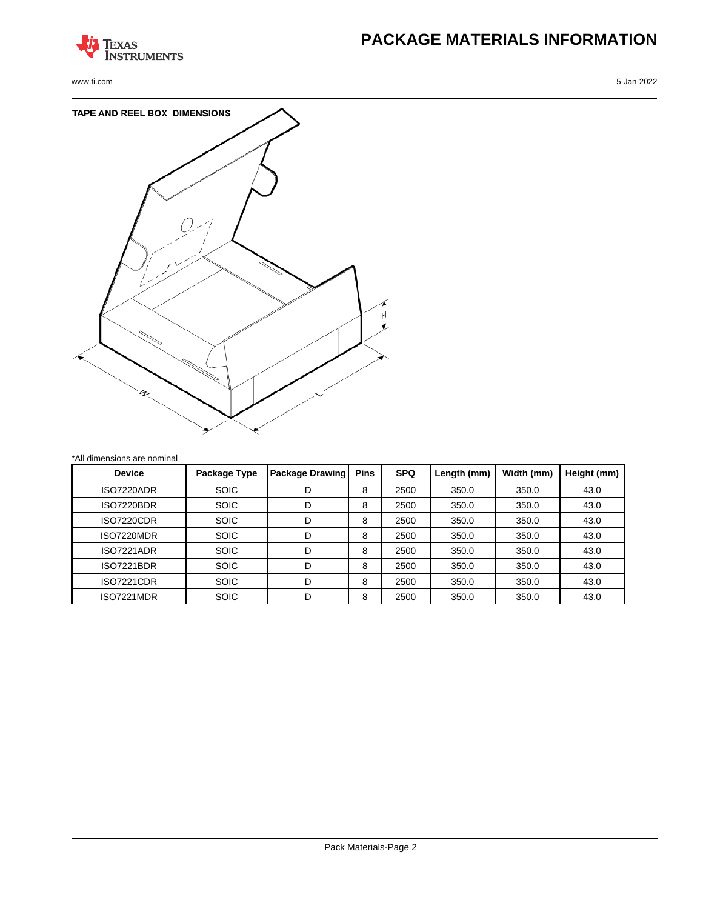# PACKAGE MATERIALS INFORMATION

## TAPE AND REEL BOX DIMENSIONS

*All dimensions are nominal

| Device | Package Type | Package Drawing | Pins | SPQ | Length (mm) | Width (mm) | Height (mm) |
|---|---|---|---|---|---|---|---|
| ISO7220ADR | SOIC | D | 8 | 2500 | 350.0 | 350.0 | 43.0 |
| ISO7220BDR | SOIC | D | 8 | 2500 | 350.0 | 350.0 | 43.0 |
| ISO7220CDR | SOIC | D | 8 | 2500 | 350.0 | 350.0 | 43.0 |
| ISO7220MDR | SOIC | D | 8 | 2500 | 350.0 | 350.0 | 43.0 |
| ISO7221ADR | SOIC | D | 8 | 2500 | 350.0 | 350.0 | 43.0 |
| ISO7221BDR | SOIC | D | 8 | 2500 | 350.0 | 350.0 | 43.0 |
| ISO7221CDR | SOIC | D | 8 | 2500 | 350.0 | 350.0 | 43.0 |
| ISO7221MDR | SOIC | D | 8 | 2500 | 350.0 | 350.0 | 43.0 |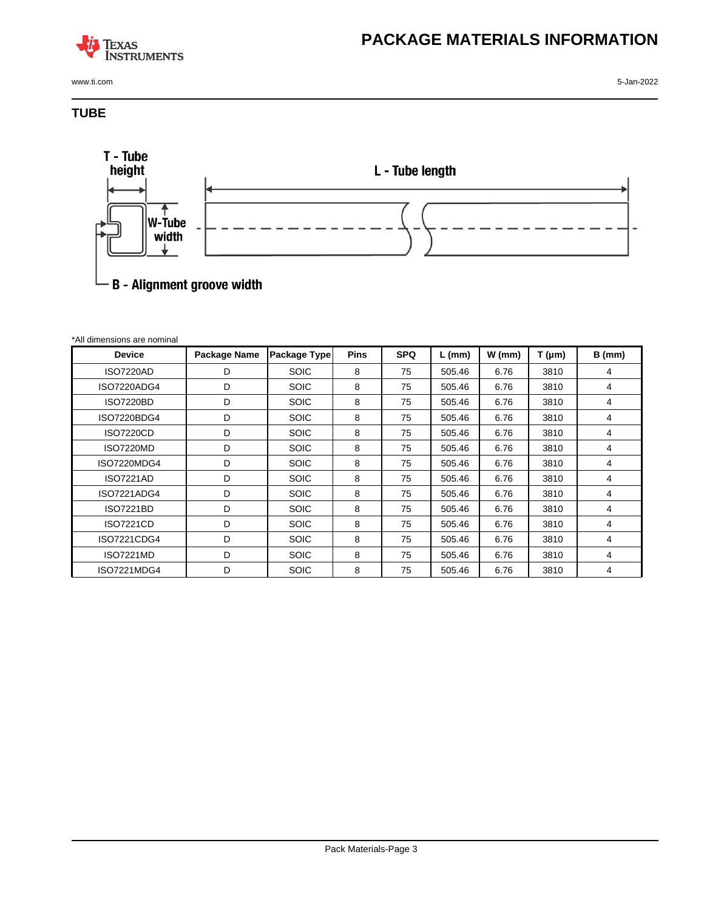## TUBE

T - Tube height

L - Tube length

W-Tube width

B - Alignment groove width

*All dimensions are nominal

| Device | Package Name | Package Type | Pins | SPQ | L (mm) | W (mm) | T (µm) | B (mm) |
|---|---|---|---|---|---|---|---|---|
| ISO7220AD | D | SOIC | 8 | 75 | 505.46 | 6.76 | 3810 | 4 |
| ISO7220ADG4 | D | SOIC | 8 | 75 | 505.46 | 6.76 | 3810 | 4 |
| ISO7220BD | D | SOIC | 8 | 75 | 505.46 | 6.76 | 3810 | 4 |
| ISO7220BDG4 | D | SOIC | 8 | 75 | 505.46 | 6.76 | 3810 | 4 |
| ISO7220CD | D | SOIC | 8 | 75 | 505.46 | 6.76 | 3810 | 4 |
| ISO7220MD | D | SOIC | 8 | 75 | 505.46 | 6.76 | 3810 | 4 |
| ISO7220MDG4 | D | SOIC | 8 | 75 | 505.46 | 6.76 | 3810 | 4 |
| ISO7221AD | D | SOIC | 8 | 75 | 505.46 | 6.76 | 3810 | 4 |
| ISO7221ADG4 | D | SOIC | 8 | 75 | 505.46 | 6.76 | 3810 | 4 |
| ISO7221BD | D | SOIC | 8 | 75 | 505.46 | 6.76 | 3810 | 4 |
| ISO7221CD | D | SOIC | 8 | 75 | 505.46 | 6.76 | 3810 | 4 |
| ISO7221CDG4 | D | SOIC | 8 | 75 | 505.46 | 6.76 | 3810 | 4 |
| ISO7221MD | D | SOIC | 8 | 75 | 505.46 | 6.76 | 3810 | 4 |
| ISO7221MDG4 | D | SOIC | 8 | 75 | 505.46 | 6.76 | 3810 | 4 |